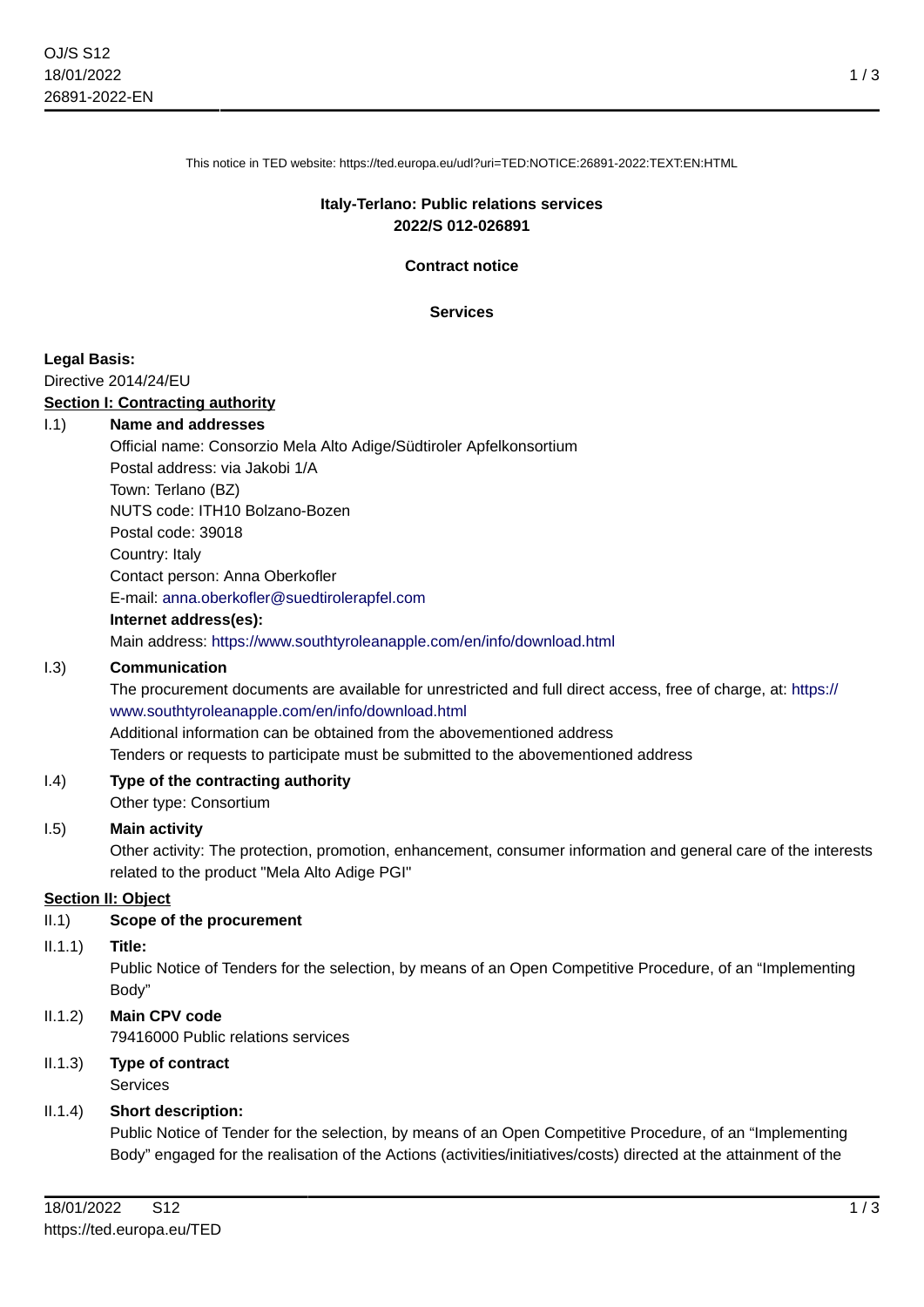This notice in TED website: https://ted.europa.eu/udl?uri=TED:NOTICE:26891-2022:TEXT:EN:HTML

**Italy-Terlano: Public relations services**
**2022/S 012-026891**

**Contract notice**

**Services**

**Legal Basis:**
Directive 2014/24/EU

**Section I: Contracting authority**

I.1) **Name and addresses**
Official name: Consorzio Mela Alto Adige/Südtiroler Apfelkonsortium
Postal address: via Jakobi 1/A
Town: Terlano (BZ)
NUTS code: ITH10 Bolzano-Bozen
Postal code: 39018
Country: Italy
Contact person: Anna Oberkofler
E-mail: anna.oberkofler@suedtirolerapfel.com
**Internet address(es):**
Main address: https://www.southtyroleanapple.com/en/info/download.html

I.3) **Communication**
The procurement documents are available for unrestricted and full direct access, free of charge, at: https://www.southtyroleanapple.com/en/info/download.html
Additional information can be obtained from the abovementioned address
Tenders or requests to participate must be submitted to the abovementioned address

I.4) **Type of the contracting authority**
Other type: Consortium

I.5) **Main activity**
Other activity: The protection, promotion, enhancement, consumer information and general care of the interests related to the product "Mela Alto Adige PGI"

**Section II: Object**

II.1) **Scope of the procurement**

II.1.1) **Title:**
Public Notice of Tenders for the selection, by means of an Open Competitive Procedure, of an "Implementing Body"

II.1.2) **Main CPV code**
79416000 Public relations services

II.1.3) **Type of contract**
Services

II.1.4) **Short description:**
Public Notice of Tender for the selection, by means of an Open Competitive Procedure, of an "Implementing Body" engaged for the realisation of the Actions (activities/initiatives/costs) directed at the attainment of the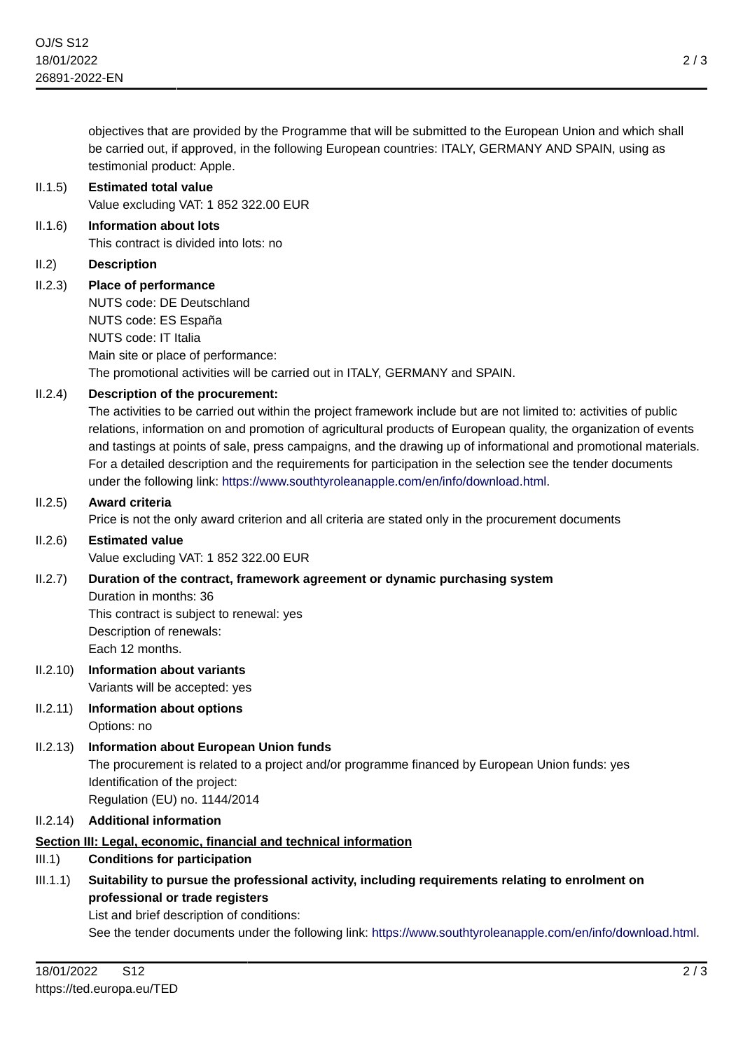objectives that are provided by the Programme that will be submitted to the European Union and which shall be carried out, if approved, in the following European countries: ITALY, GERMANY AND SPAIN, using as testimonial product: Apple.

II.1.5) **Estimated total value**

Value excluding VAT: 1 852 322.00 EUR

II.1.6) **Information about lots**

This contract is divided into lots: no

II.2) **Description**

II.2.3) **Place of performance**

NUTS code: DE Deutschland
NUTS code: ES España
NUTS code: IT Italia
Main site or place of performance:
The promotional activities will be carried out in ITALY, GERMANY and SPAIN.

II.2.4) **Description of the procurement:**

The activities to be carried out within the project framework include but are not limited to: activities of public relations, information on and promotion of agricultural products of European quality, the organization of events and tastings at points of sale, press campaigns, and the drawing up of informational and promotional materials. For a detailed description and the requirements for participation in the selection see the tender documents under the following link: https://www.southtyroleanapple.com/en/info/download.html.

II.2.5) **Award criteria**

Price is not the only award criterion and all criteria are stated only in the procurement documents

II.2.6) **Estimated value**

Value excluding VAT: 1 852 322.00 EUR

II.2.7) **Duration of the contract, framework agreement or dynamic purchasing system**

Duration in months: 36
This contract is subject to renewal: yes
Description of renewals:
Each 12 months.

II.2.10) **Information about variants**

Variants will be accepted: yes

II.2.11) **Information about options**

Options: no

II.2.13) **Information about European Union funds**

The procurement is related to a project and/or programme financed by European Union funds: yes
Identification of the project:
Regulation (EU) no. 1144/2014

II.2.14) **Additional information**

**Section III: Legal, economic, financial and technical information**

III.1) **Conditions for participation**

III.1.1) **Suitability to pursue the professional activity, including requirements relating to enrolment on professional or trade registers**

List and brief description of conditions:
See the tender documents under the following link: https://www.southtyroleanapple.com/en/info/download.html.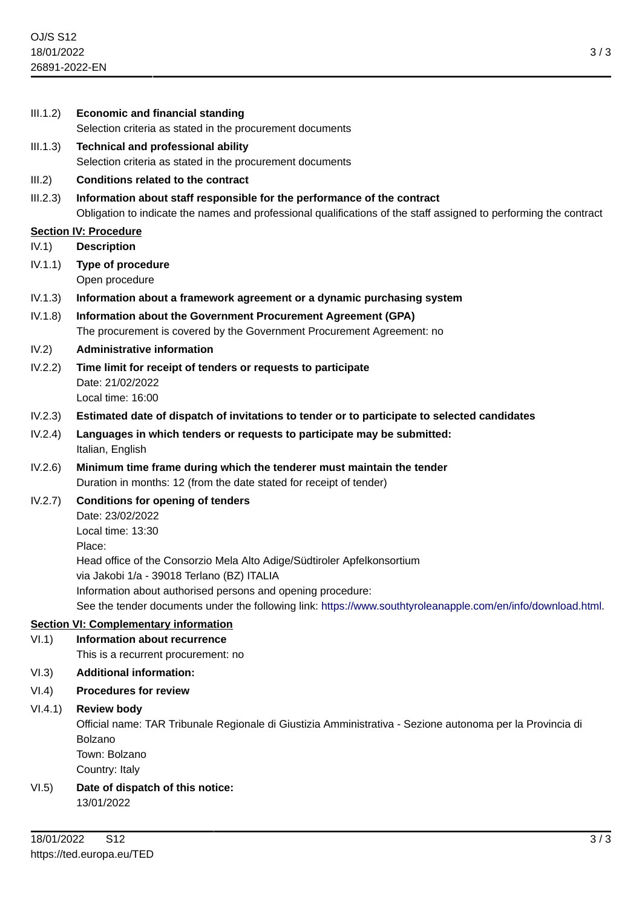III.1.2) **Economic and financial standing**

Selection criteria as stated in the procurement documents

III.1.3) **Technical and professional ability**

Selection criteria as stated in the procurement documents

III.2) **Conditions related to the contract**

III.2.3) **Information about staff responsible for the performance of the contract**

Obligation to indicate the names and professional qualifications of the staff assigned to performing the contract

## Section IV: Procedure

IV.1) **Description**

IV.1.1) **Type of procedure**

Open procedure

IV.1.3) **Information about a framework agreement or a dynamic purchasing system**

IV.1.8) **Information about the Government Procurement Agreement (GPA)**

The procurement is covered by the Government Procurement Agreement: no

IV.2) **Administrative information**

IV.2.2) **Time limit for receipt of tenders or requests to participate**

Date: 21/02/2022
Local time: 16:00

IV.2.3) **Estimated date of dispatch of invitations to tender or to participate to selected candidates**

IV.2.4) **Languages in which tenders or requests to participate may be submitted:**

Italian, English

IV.2.6) **Minimum time frame during which the tenderer must maintain the tender**

Duration in months: 12 (from the date stated for receipt of tender)

IV.2.7) **Conditions for opening of tenders**

Date: 23/02/2022
Local time: 13:30
Place:
Head office of the Consorzio Mela Alto Adige/Südtiroler Apfelkonsortium
via Jakobi 1/a - 39018 Terlano (BZ) ITALIA
Information about authorised persons and opening procedure:
See the tender documents under the following link: https://www.southtyroleanapple.com/en/info/download.html.

## Section VI: Complementary information

VI.1) **Information about recurrence**

This is a recurrent procurement: no

VI.3) **Additional information:**

VI.4) **Procedures for review**

VI.4.1) **Review body**

Official name: TAR Tribunale Regionale di Giustizia Amministrativa - Sezione autonoma per la Provincia di Bolzano
Town: Bolzano
Country: Italy

VI.5) **Date of dispatch of this notice:**

13/01/2022